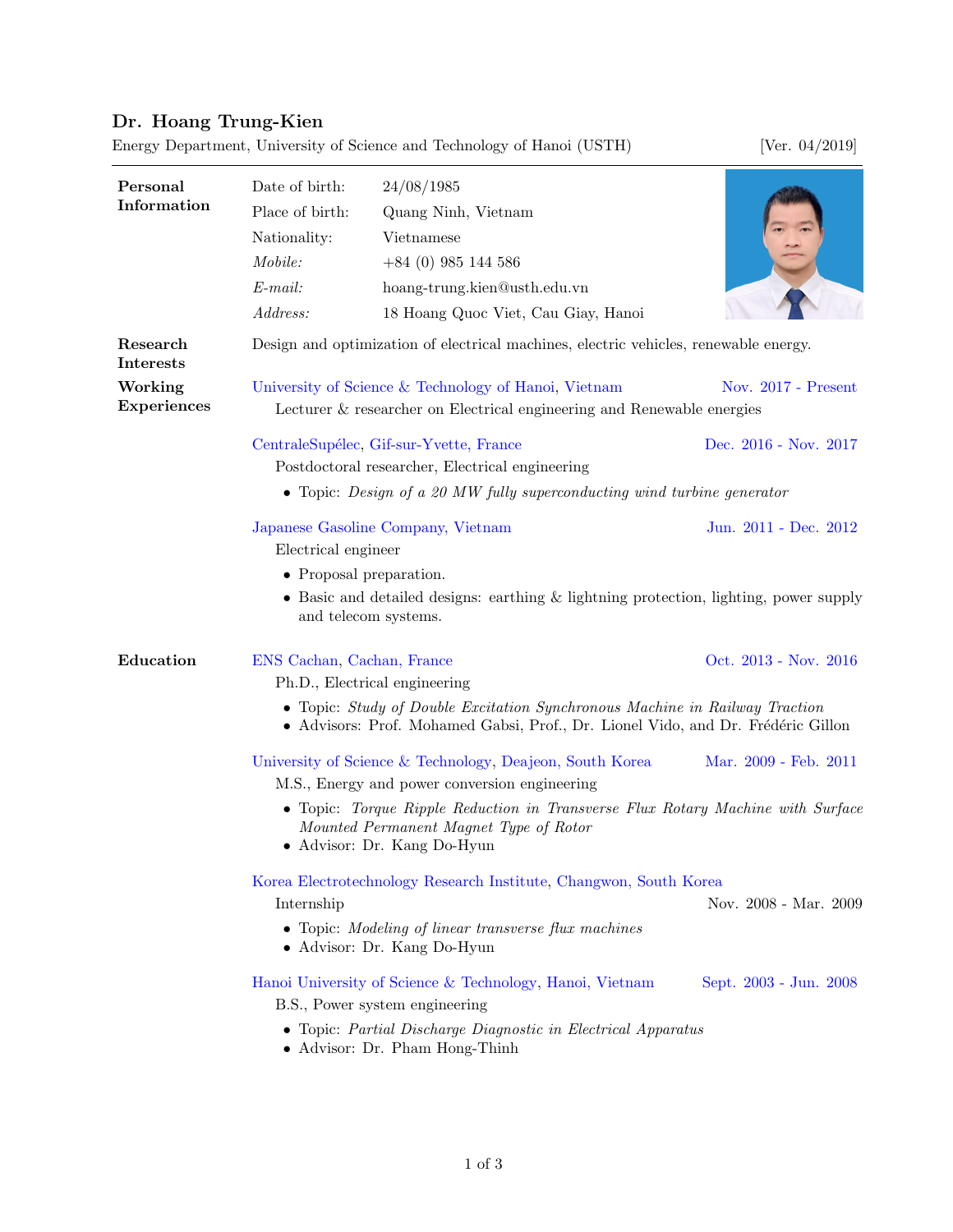# Dr. Hoang Trung-Kien

Energy Department, University of Science and Technology of Hanoi (USTH) [Ver. 04/2019]

## Personal Information

| | |
|---|---|
| Date of birth: | 24/08/1985 |
| Place of birth: | Quang Ninh, Vietnam |
| Nationality: | Vietnamese |
| *Mobile:* | +84 (0) 985 144 586 |
| *E-mail:* | hoang-trung.kien@usth.edu.vn |
| *Address:* | 18 Hoang Quoc Viet, Cau Giay, Hanoi |

## Research Interests

Design and optimization of electrical machines, electric vehicles, renewable energy.

## Working Experiences

**University of Science & Technology of Hanoi, Vietnam** — Nov. 2017 - Present

Lecturer & researcher on Electrical engineering and Renewable energies

**CentraleSupélec, Gif-sur-Yvette, France** — Dec. 2016 - Nov. 2017

Postdoctoral researcher, Electrical engineering

- Topic: *Design of a 20 MW fully superconducting wind turbine generator*

**Japanese Gasoline Company, Vietnam** — Jun. 2011 - Dec. 2012

Electrical engineer

- Proposal preparation.
- Basic and detailed designs: earthing & lightning protection, lighting, power supply and telecom systems.

## Education

**ENS Cachan, Cachan, France** — Oct. 2013 - Nov. 2016

Ph.D., Electrical engineering

- Topic: *Study of Double Excitation Synchronous Machine in Railway Traction*
- Advisors: Prof. Mohamed Gabsi, Prof., Dr. Lionel Vido, and Dr. Frédéric Gillon

**University of Science & Technology, Deajeon, South Korea** — Mar. 2009 - Feb. 2011

M.S., Energy and power conversion engineering

- Topic: *Torque Ripple Reduction in Transverse Flux Rotary Machine with Surface Mounted Permanent Magnet Type of Rotor*
- Advisor: Dr. Kang Do-Hyun

**Korea Electrotechnology Research Institute, Changwon, South Korea**

Internship — Nov. 2008 - Mar. 2009

- Topic: *Modeling of linear transverse flux machines*
- Advisor: Dr. Kang Do-Hyun

**Hanoi University of Science & Technology, Hanoi, Vietnam** — Sept. 2003 - Jun. 2008

B.S., Power system engineering

- Topic: *Partial Discharge Diagnostic in Electrical Apparatus*
- Advisor: Dr. Pham Hong-Thinh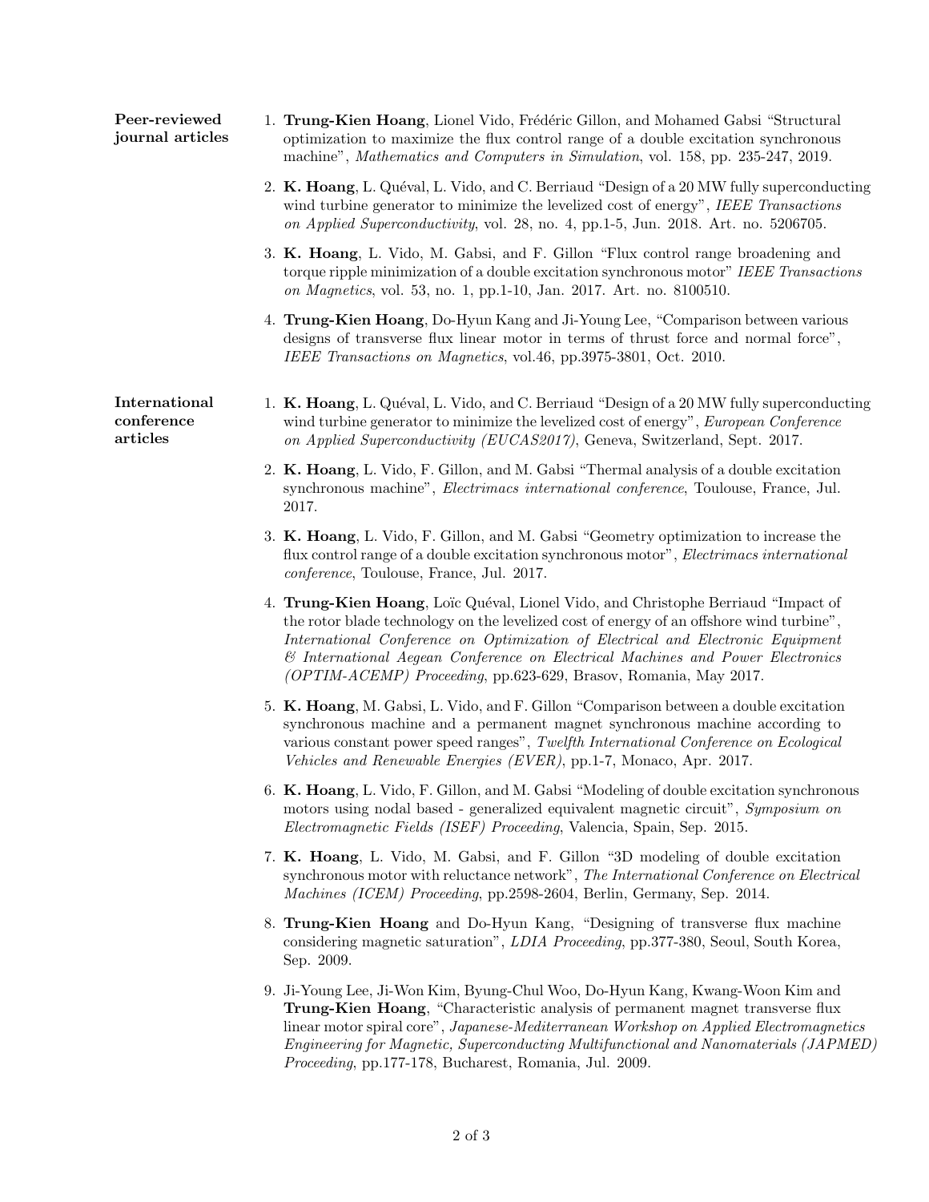## Peer-reviewed journal articles

1. **Trung-Kien Hoang**, Lionel Vido, Frédéric Gillon, and Mohamed Gabsi "Structural optimization to maximize the flux control range of a double excitation synchronous machine", *Mathematics and Computers in Simulation*, vol. 158, pp. 235-247, 2019.
2. **K. Hoang**, L. Quéval, L. Vido, and C. Berriaud "Design of a 20 MW fully superconducting wind turbine generator to minimize the levelized cost of energy", *IEEE Transactions on Applied Superconductivity*, vol. 28, no. 4, pp.1-5, Jun. 2018. Art. no. 5206705.
3. **K. Hoang**, L. Vido, M. Gabsi, and F. Gillon "Flux control range broadening and torque ripple minimization of a double excitation synchronous motor" *IEEE Transactions on Magnetics*, vol. 53, no. 1, pp.1-10, Jan. 2017. Art. no. 8100510.
4. **Trung-Kien Hoang**, Do-Hyun Kang and Ji-Young Lee, "Comparison between various designs of transverse flux linear motor in terms of thrust force and normal force", *IEEE Transactions on Magnetics*, vol.46, pp.3975-3801, Oct. 2010.

## International conference articles

1. **K. Hoang**, L. Quéval, L. Vido, and C. Berriaud "Design of a 20 MW fully superconducting wind turbine generator to minimize the levelized cost of energy", *European Conference on Applied Superconductivity (EUCAS2017)*, Geneva, Switzerland, Sept. 2017.
2. **K. Hoang**, L. Vido, F. Gillon, and M. Gabsi "Thermal analysis of a double excitation synchronous machine", *Electrimacs international conference*, Toulouse, France, Jul. 2017.
3. **K. Hoang**, L. Vido, F. Gillon, and M. Gabsi "Geometry optimization to increase the flux control range of a double excitation synchronous motor", *Electrimacs international conference*, Toulouse, France, Jul. 2017.
4. **Trung-Kien Hoang**, Loïc Quéval, Lionel Vido, and Christophe Berriaud "Impact of the rotor blade technology on the levelized cost of energy of an offshore wind turbine", *International Conference on Optimization of Electrical and Electronic Equipment & International Aegean Conference on Electrical Machines and Power Electronics (OPTIM-ACEMP) Proceeding*, pp.623-629, Brasov, Romania, May 2017.
5. **K. Hoang**, M. Gabsi, L. Vido, and F. Gillon "Comparison between a double excitation synchronous machine and a permanent magnet synchronous machine according to various constant power speed ranges", *Twelfth International Conference on Ecological Vehicles and Renewable Energies (EVER)*, pp.1-7, Monaco, Apr. 2017.
6. **K. Hoang**, L. Vido, F. Gillon, and M. Gabsi "Modeling of double excitation synchronous motors using nodal based - generalized equivalent magnetic circuit", *Symposium on Electromagnetic Fields (ISEF) Proceeding*, Valencia, Spain, Sep. 2015.
7. **K. Hoang**, L. Vido, M. Gabsi, and F. Gillon "3D modeling of double excitation synchronous motor with reluctance network", *The International Conference on Electrical Machines (ICEM) Proceeding*, pp.2598-2604, Berlin, Germany, Sep. 2014.
8. **Trung-Kien Hoang** and Do-Hyun Kang, "Designing of transverse flux machine considering magnetic saturation", *LDIA Proceeding*, pp.377-380, Seoul, South Korea, Sep. 2009.
9. Ji-Young Lee, Ji-Won Kim, Byung-Chul Woo, Do-Hyun Kang, Kwang-Woon Kim and **Trung-Kien Hoang**, "Characteristic analysis of permanent magnet transverse flux linear motor spiral core", *Japanese-Mediterranean Workshop on Applied Electromagnetics Engineering for Magnetic, Superconducting Multifunctional and Nanomaterials (JAPMED) Proceeding*, pp.177-178, Bucharest, Romania, Jul. 2009.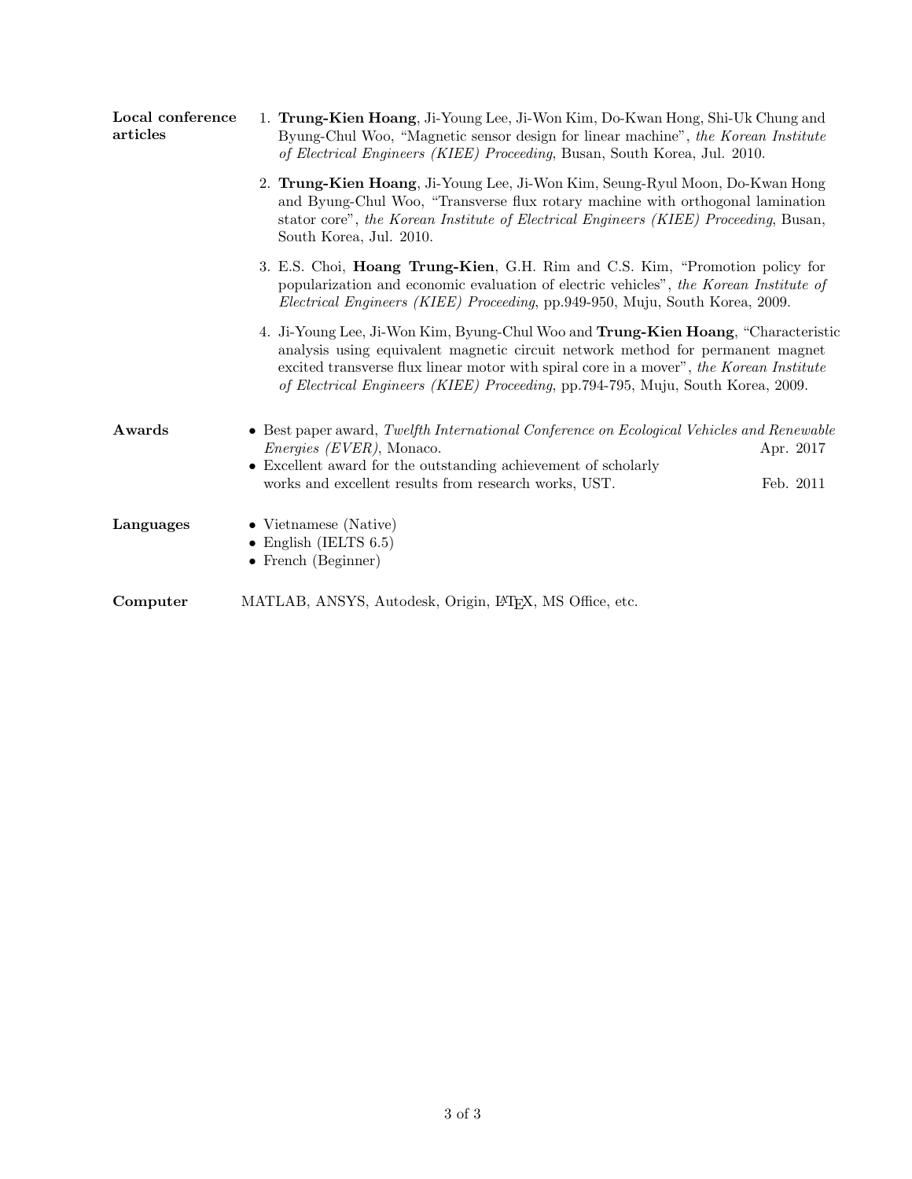## Local conference articles

1. **Trung-Kien Hoang**, Ji-Young Lee, Ji-Won Kim, Do-Kwan Hong, Shi-Uk Chung and Byung-Chul Woo, "Magnetic sensor design for linear machine", *the Korean Institute of Electrical Engineers (KIEE) Proceeding*, Busan, South Korea, Jul. 2010.
2. **Trung-Kien Hoang**, Ji-Young Lee, Ji-Won Kim, Seung-Ryul Moon, Do-Kwan Hong and Byung-Chul Woo, "Transverse flux rotary machine with orthogonal lamination stator core", *the Korean Institute of Electrical Engineers (KIEE) Proceeding*, Busan, South Korea, Jul. 2010.
3. E.S. Choi, **Hoang Trung-Kien**, G.H. Rim and C.S. Kim, "Promotion policy for popularization and economic evaluation of electric vehicles", *the Korean Institute of Electrical Engineers (KIEE) Proceeding*, pp.949-950, Muju, South Korea, 2009.
4. Ji-Young Lee, Ji-Won Kim, Byung-Chul Woo and **Trung-Kien Hoang**, "Characteristic analysis using equivalent magnetic circuit network method for permanent magnet excited transverse flux linear motor with spiral core in a mover", *the Korean Institute of Electrical Engineers (KIEE) Proceeding*, pp.794-795, Muju, South Korea, 2009.

## Awards

- Best paper award, *Twelfth International Conference on Ecological Vehicles and Renewable Energies (EVER)*, Monaco. Apr. 2017
- Excellent award for the outstanding achievement of scholarly works and excellent results from research works, UST. Feb. 2011

## Languages

- Vietnamese (Native)
- English (IELTS 6.5)
- French (Beginner)

## Computer

MATLAB, ANSYS, Autodesk, Origin, LaTeX, MS Office, etc.